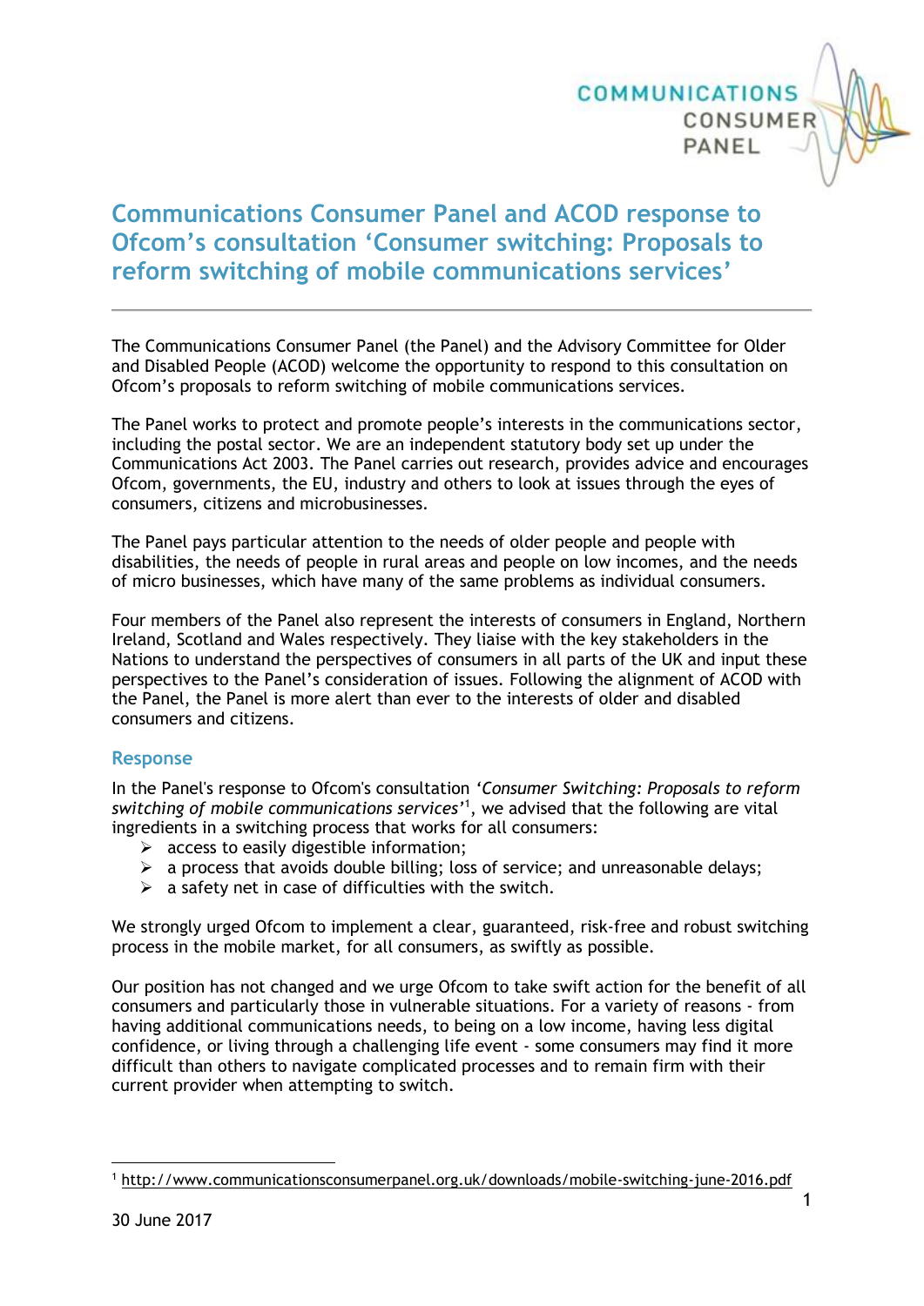# Communications Consumer Panel and ACOD response to Ofcom's consultation 'Consumer switching: Proposals to reform switching of mobile communications services'

The Communications Consumer Panel (the Panel) and the Advisory Committee for Older and Disabled People (ACOD) welcome the opportunity to respond to this consultation on Ofcom's proposals to reform switching of mobile communications services.

The Panel works to protect and promote people's interests in the communications sector, including the postal sector. We are an independent statutory body set up under the Communications Act 2003. The Panel carries out research, provides advice and encourages Ofcom, governments, the EU, industry and others to look at issues through the eyes of consumers, citizens and microbusinesses.

The Panel pays particular attention to the needs of older people and people with disabilities, the needs of people in rural areas and people on low incomes, and the needs of micro businesses, which have many of the same problems as individual consumers.

Four members of the Panel also represent the interests of consumers in England, Northern Ireland, Scotland and Wales respectively. They liaise with the key stakeholders in the Nations to understand the perspectives of consumers in all parts of the UK and input these perspectives to the Panel's consideration of issues. Following the alignment of ACOD with the Panel, the Panel is more alert than ever to the interests of older and disabled consumers and citizens.

## Response

In the Panel's response to Ofcom's consultation *'Consumer Switching: Proposals to reform switching of mobile communications services'*[1], we advised that the following are vital ingredients in a switching process that works for all consumers:

- access to easily digestible information;
- a process that avoids double billing; loss of service; and unreasonable delays;
- a safety net in case of difficulties with the switch.

We strongly urged Ofcom to implement a clear, guaranteed, risk-free and robust switching process in the mobile market, for all consumers, as swiftly as possible.

Our position has not changed and we urge Ofcom to take swift action for the benefit of all consumers and particularly those in vulnerable situations. For a variety of reasons - from having additional communications needs, to being on a low income, having less digital confidence, or living through a challenging life event - some consumers may find it more difficult than others to navigate complicated processes and to remain firm with their current provider when attempting to switch.

[1] http://www.communicationsconsumerpanel.org.uk/downloads/mobile-switching-june-2016.pdf

30 June 2017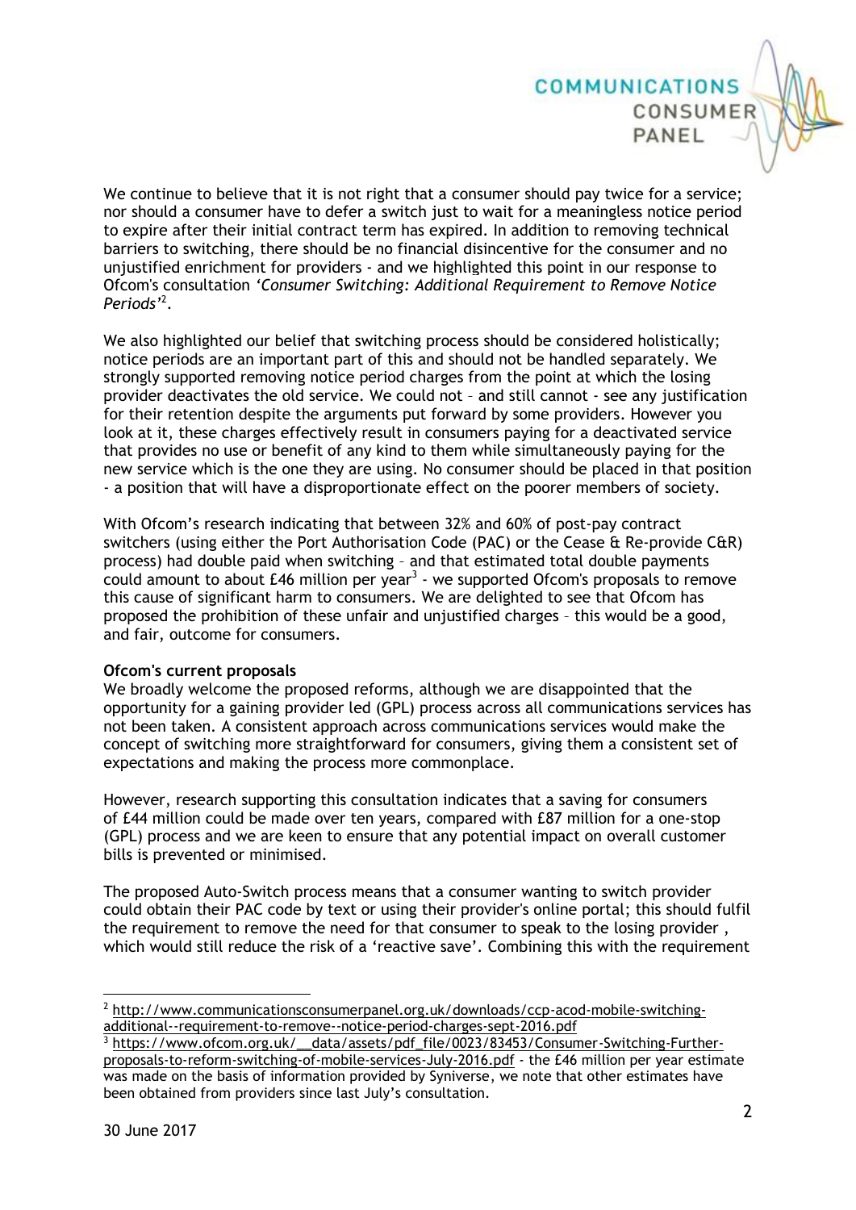We continue to believe that it is not right that a consumer should pay twice for a service; nor should a consumer have to defer a switch just to wait for a meaningless notice period to expire after their initial contract term has expired. In addition to removing technical barriers to switching, there should be no financial disincentive for the consumer and no unjustified enrichment for providers - and we highlighted this point in our response to Ofcom's consultation *'Consumer Switching: Additional Requirement to Remove Notice Periods'*[2].

We also highlighted our belief that switching process should be considered holistically; notice periods are an important part of this and should not be handled separately. We strongly supported removing notice period charges from the point at which the losing provider deactivates the old service. We could not – and still cannot - see any justification for their retention despite the arguments put forward by some providers. However you look at it, these charges effectively result in consumers paying for a deactivated service that provides no use or benefit of any kind to them while simultaneously paying for the new service which is the one they are using. No consumer should be placed in that position - a position that will have a disproportionate effect on the poorer members of society.

With Ofcom's research indicating that between 32% and 60% of post-pay contract switchers (using either the Port Authorisation Code (PAC) or the Cease & Re-provide C&R) process) had double paid when switching – and that estimated total double payments could amount to about £46 million per year[3] - we supported Ofcom's proposals to remove this cause of significant harm to consumers. We are delighted to see that Ofcom has proposed the prohibition of these unfair and unjustified charges – this would be a good, and fair, outcome for consumers.

**Ofcom's current proposals**

We broadly welcome the proposed reforms, although we are disappointed that the opportunity for a gaining provider led (GPL) process across all communications services has not been taken. A consistent approach across communications services would make the concept of switching more straightforward for consumers, giving them a consistent set of expectations and making the process more commonplace.

However, research supporting this consultation indicates that a saving for consumers of £44 million could be made over ten years, compared with £87 million for a one-stop (GPL) process and we are keen to ensure that any potential impact on overall customer bills is prevented or minimised.

The proposed Auto-Switch process means that a consumer wanting to switch provider could obtain their PAC code by text or using their provider's online portal; this should fulfil the requirement to remove the need for that consumer to speak to the losing provider , which would still reduce the risk of a 'reactive save'. Combining this with the requirement

[2] http://www.communicationsconsumerpanel.org.uk/downloads/ccp-acod-mobile-switching-additional--requirement-to-remove--notice-period-charges-sept-2016.pdf

[3] https://www.ofcom.org.uk/__data/assets/pdf_file/0023/83453/Consumer-Switching-Further-proposals-to-reform-switching-of-mobile-services-July-2016.pdf - the £46 million per year estimate was made on the basis of information provided by Syniverse, we note that other estimates have been obtained from providers since last July's consultation.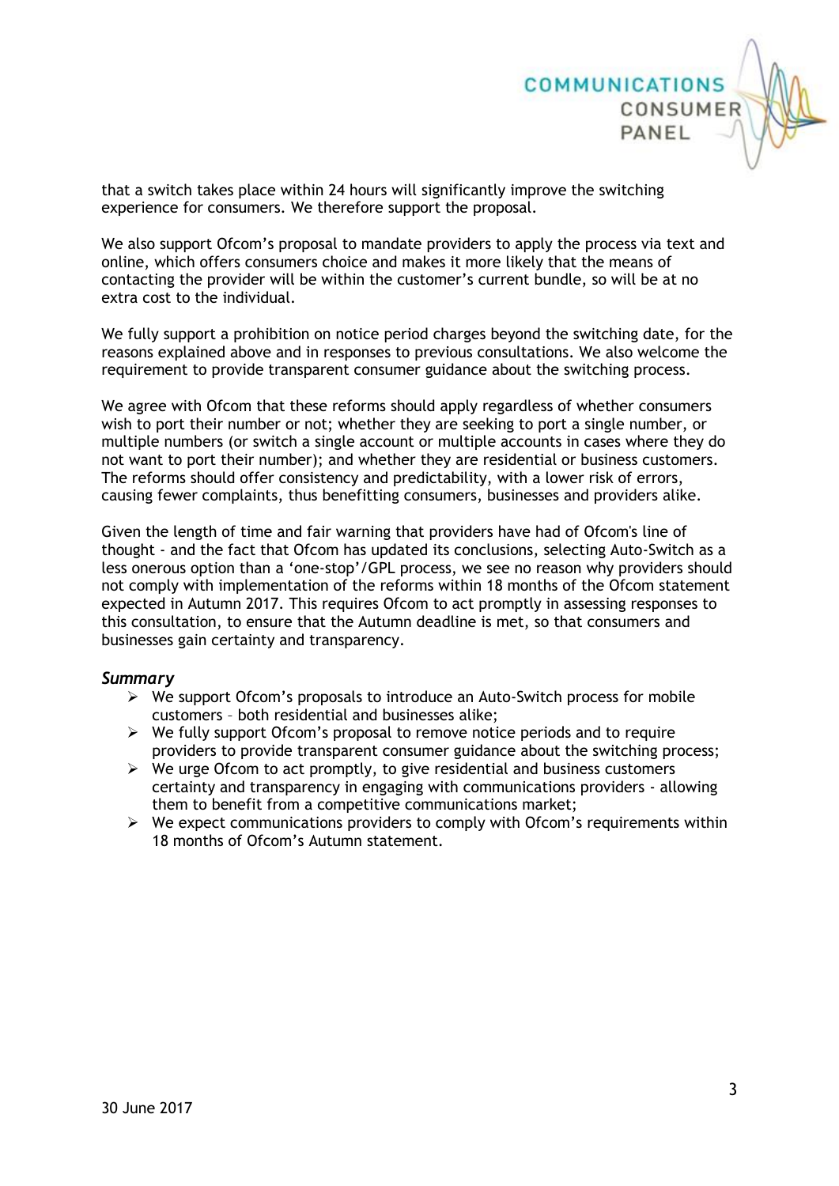that a switch takes place within 24 hours will significantly improve the switching experience for consumers. We therefore support the proposal.

We also support Ofcom's proposal to mandate providers to apply the process via text and online, which offers consumers choice and makes it more likely that the means of contacting the provider will be within the customer's current bundle, so will be at no extra cost to the individual.

We fully support a prohibition on notice period charges beyond the switching date, for the reasons explained above and in responses to previous consultations. We also welcome the requirement to provide transparent consumer guidance about the switching process.

We agree with Ofcom that these reforms should apply regardless of whether consumers wish to port their number or not; whether they are seeking to port a single number, or multiple numbers (or switch a single account or multiple accounts in cases where they do not want to port their number); and whether they are residential or business customers. The reforms should offer consistency and predictability, with a lower risk of errors, causing fewer complaints, thus benefitting consumers, businesses and providers alike.

Given the length of time and fair warning that providers have had of Ofcom's line of thought - and the fact that Ofcom has updated its conclusions, selecting Auto-Switch as a less onerous option than a 'one-stop'/GPL process, we see no reason why providers should not comply with implementation of the reforms within 18 months of the Ofcom statement expected in Autumn 2017. This requires Ofcom to act promptly in assessing responses to this consultation, to ensure that the Autumn deadline is met, so that consumers and businesses gain certainty and transparency.

***Summary***

- We support Ofcom's proposals to introduce an Auto-Switch process for mobile customers – both residential and businesses alike;
- We fully support Ofcom's proposal to remove notice periods and to require providers to provide transparent consumer guidance about the switching process;
- We urge Ofcom to act promptly, to give residential and business customers certainty and transparency in engaging with communications providers - allowing them to benefit from a competitive communications market;
- We expect communications providers to comply with Ofcom's requirements within 18 months of Ofcom's Autumn statement.

30 June 2017